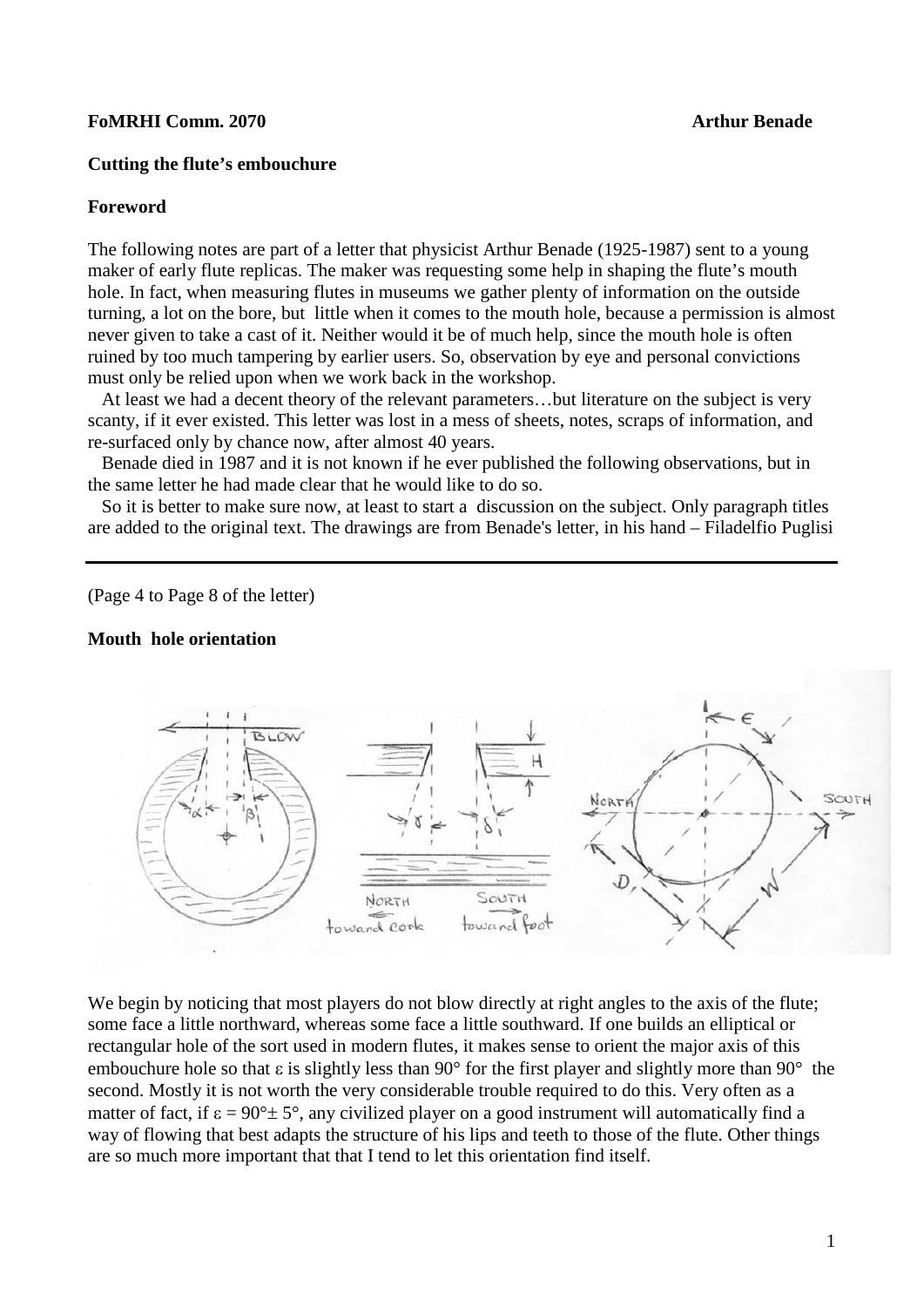**FoMRHI Comm. 2070** **Arthur Benade**

**Cutting the flute's embouchure**

**Foreword**

The following notes are part of a letter that physicist Arthur Benade (1925-1987) sent to a young maker of early flute replicas. The maker was requesting some help in shaping the flute's mouth hole. In fact, when measuring flutes in museums we gather plenty of information on the outside turning, a lot on the bore, but little when it comes to the mouth hole, because a permission is almost never given to take a cast of it. Neither would it be of much help, since the mouth hole is often ruined by too much tampering by earlier users. So, observation by eye and personal convictions must only be relied upon when we work back in the workshop.

At least we had a decent theory of the relevant parameters…but literature on the subject is very scanty, if it ever existed. This letter was lost in a mess of sheets, notes, scraps of information, and re-surfaced only by chance now, after almost 40 years.

Benade died in 1987 and it is not known if he ever published the following observations, but in the same letter he had made clear that he would like to do so.

So it is better to make sure now, at least to start a discussion on the subject. Only paragraph titles are added to the original text. The drawings are from Benade's letter, in his hand – Filadelfio Puglisi

---

(Page 4 to Page 8 of the letter)

**Mouth hole orientation**

We begin by noticing that most players do not blow directly at right angles to the axis of the flute; some face a little northward, whereas some face a little southward. If one builds an elliptical or rectangular hole of the sort used in modern flutes, it makes sense to orient the major axis of this embouchure hole so that $\varepsilon$ is slightly less than 90° for the first player and slightly more than 90° the second. Mostly it is not worth the very considerable trouble required to do this. Very often as a matter of fact, if $\varepsilon = 90° \pm 5°$, any civilized player on a good instrument will automatically find a way of flowing that best adapts the structure of his lips and teeth to those of the flute. Other things are so much more important that that I tend to let this orientation find itself.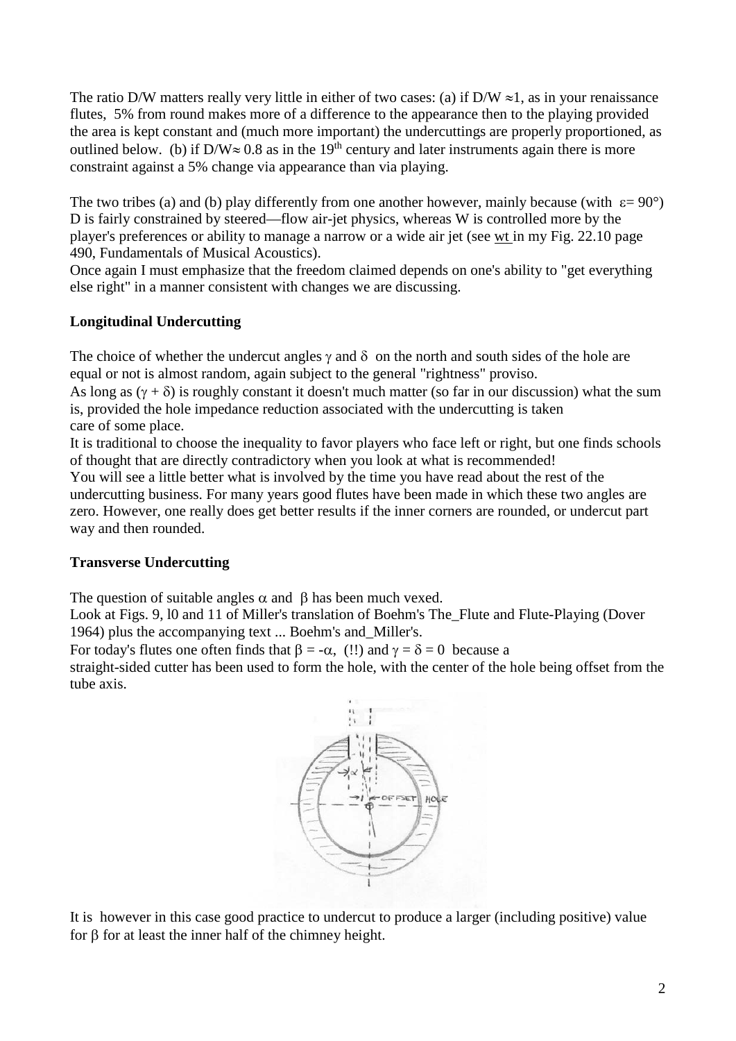The ratio D/W matters really very little in either of two cases: (a) if $D/W \approx 1$, as in your renaissance flutes, 5% from round makes more of a difference to the appearance then to the playing provided the area is kept constant and (much more important) the undercuttings are properly proportioned, as outlined below. (b) if $D/W \approx 0.8$ as in the 19th century and later instruments again there is more constraint against a 5% change via appearance than via playing.

The two tribes (a) and (b) play differently from one another however, mainly because (with $\varepsilon = 90°$) D is fairly constrained by steered—flow air-jet physics, whereas W is controlled more by the player's preferences or ability to manage a narrow or a wide air jet (see wt in my Fig. 22.10 page 490, Fundamentals of Musical Acoustics).

Once again I must emphasize that the freedom claimed depends on one's ability to "get everything else right" in a manner consistent with changes we are discussing.

**Longitudinal Undercutting**

The choice of whether the undercut angles $\gamma$ and $\delta$ on the north and south sides of the hole are equal or not is almost random, again subject to the general "rightness" proviso.

As long as $(\gamma + \delta)$ is roughly constant it doesn't much matter (so far in our discussion) what the sum is, provided the hole impedance reduction associated with the undercutting is taken care of some place.

It is traditional to choose the inequality to favor players who face left or right, but one finds schools of thought that are directly contradictory when you look at what is recommended!

You will see a little better what is involved by the time you have read about the rest of the undercutting business. For many years good flutes have been made in which these two angles are zero. However, one really does get better results if the inner corners are rounded, or undercut part way and then rounded.

**Transverse Undercutting**

The question of suitable angles $\alpha$ and $\beta$ has been much vexed.

Look at Figs. 9, 10 and 11 of Miller's translation of Boehm's The_Flute and Flute-Playing (Dover 1964) plus the accompanying text ... Boehm's and_Miller's.

For today's flutes one often finds that $\beta = -\alpha$, (!!) and $\gamma = \delta = 0$ because a straight-sided cutter has been used to form the hole, with the center of the hole being offset from the tube axis.

It is however in this case good practice to undercut to produce a larger (including positive) value for $\beta$ for at least the inner half of the chimney height.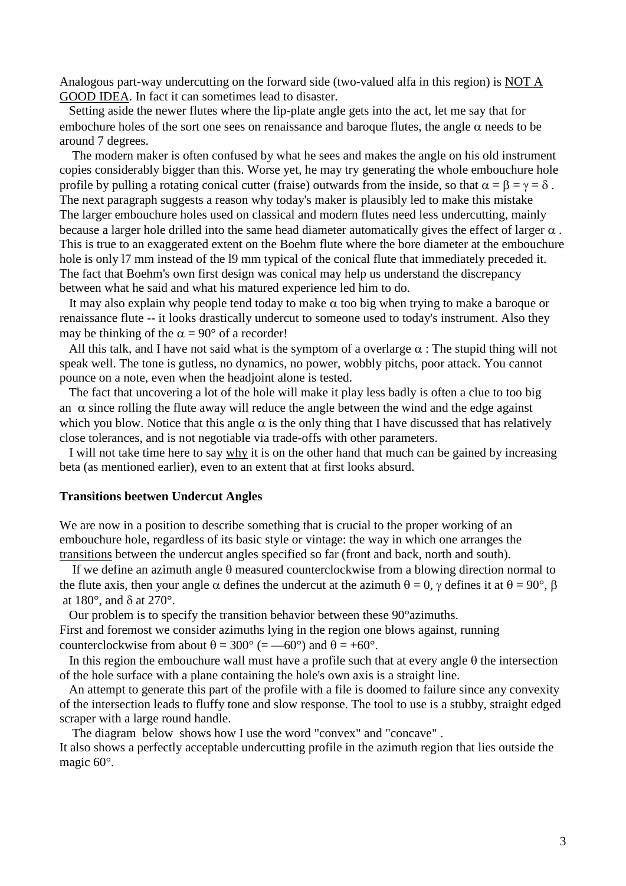Analogous part-way undercutting on the forward side (two-valued alfa in this region) is NOT A GOOD IDEA. In fact it can sometimes lead to disaster.

Setting aside the newer flutes where the lip-plate angle gets into the act, let me say that for embochure holes of the sort one sees on renaissance and baroque flutes, the angle $\alpha$ needs to be around 7 degrees.

The modern maker is often confused by what he sees and makes the angle on his old instrument copies considerably bigger than this. Worse yet, he may try generating the whole embouchure hole profile by pulling a rotating conical cutter (fraise) outwards from the inside, so that $\alpha = \beta = \gamma = \delta$ . The next paragraph suggests a reason why today's maker is plausibly led to make this mistake
The larger embouchure holes used on classical and modern flutes need less undercutting, mainly because a larger hole drilled into the same head diameter automatically gives the effect of larger $\alpha$ . This is true to an exaggerated extent on the Boehm flute where the bore diameter at the embouchure hole is only l7 mm instead of the l9 mm typical of the conical flute that immediately preceded it. The fact that Boehm's own first design was conical may help us understand the discrepancy between what he said and what his matured experience led him to do.

It may also explain why people tend today to make $\alpha$ too big when trying to make a baroque or renaissance flute -- it looks drastically undercut to someone used to today's instrument. Also they may be thinking of the $\alpha = 90°$ of a recorder!

All this talk, and I have not said what is the symptom of a overlarge $\alpha$ : The stupid thing will not speak well. The tone is gutless, no dynamics, no power, wobbly pitchs, poor attack. You cannot pounce on a note, even when the headjoint alone is tested.

The fact that uncovering a lot of the hole will make it play less badly is often a clue to too big an $\alpha$ since rolling the flute away will reduce the angle between the wind and the edge against which you blow. Notice that this angle $\alpha$ is the only thing that I have discussed that has relatively close tolerances, and is not negotiable via trade-offs with other parameters.

I will not take time here to say why it is on the other hand that much can be gained by increasing beta (as mentioned earlier), even to an extent that at first looks absurd.

**Transitions beetwen Undercut Angles**

We are now in a position to describe something that is crucial to the proper working of an embouchure hole, regardless of its basic style or vintage: the way in which one arranges the transitions between the undercut angles specified so far (front and back, north and south).

If we define an azimuth angle $\theta$ measured counterclockwise from a blowing direction normal to the flute axis, then your angle $\alpha$ defines the undercut at the azimuth $\theta = 0$, $\gamma$ defines it at $\theta = 90°$, $\beta$ at 180°, and $\delta$ at 270°.

Our problem is to specify the transition behavior between these 90°azimuths.
First and foremost we consider azimuths lying in the region one blows against, running counterclockwise from about $\theta = 300°$ (= —60°) and $\theta = +60°$.

In this region the embouchure wall must have a profile such that at every angle $\theta$ the intersection of the hole surface with a plane containing the hole's own axis is a straight line.

An attempt to generate this part of the profile with a file is doomed to failure since any convexity of the intersection leads to fluffy tone and slow response. The tool to use is a stubby, straight edged scraper with a large round handle.

The diagram below shows how I use the word "convex" and "concave" .
It also shows a perfectly acceptable undercutting profile in the azimuth region that lies outside the magic 60°.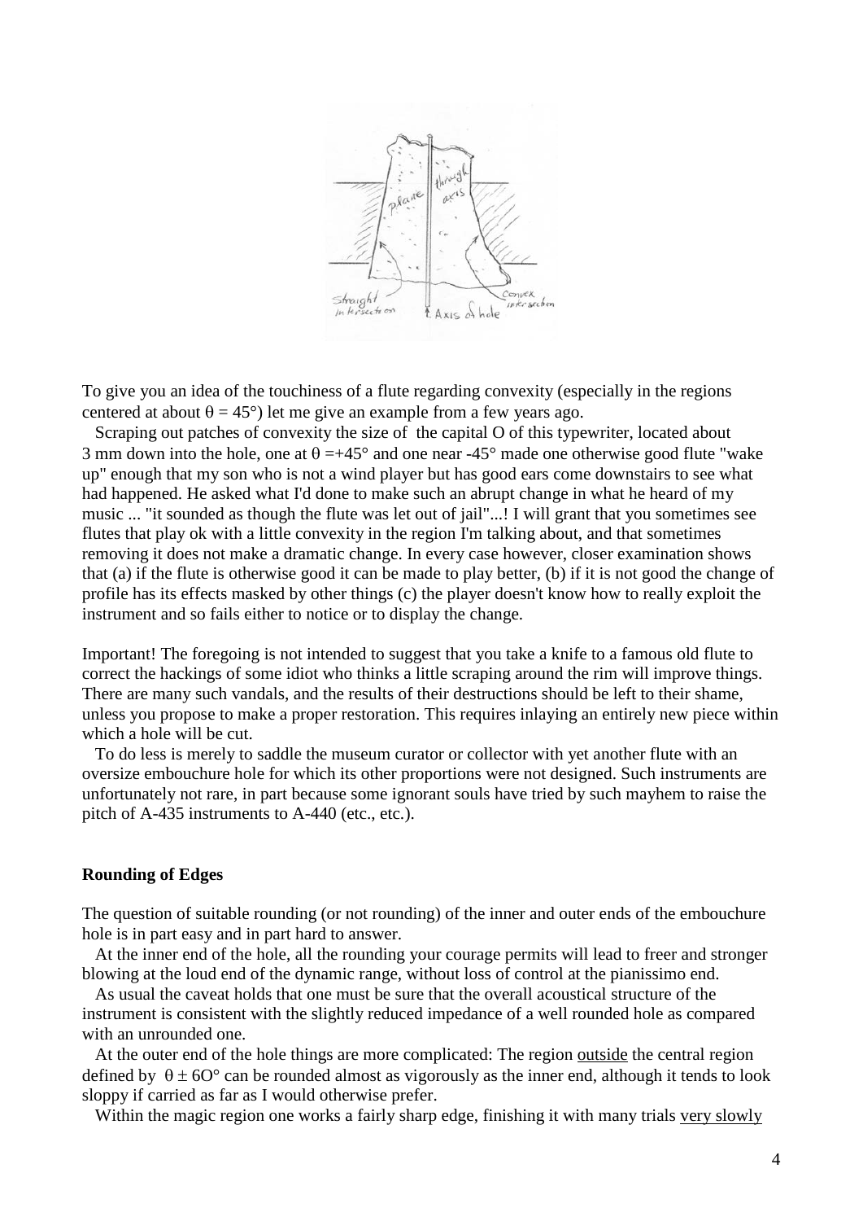To give you an idea of the touchiness of a flute regarding convexity (especially in the regions centered at about $\theta = 45°$) let me give an example from a few years ago.

Scraping out patches of convexity the size of the capital O of this typewriter, located about 3 mm down into the hole, one at $\theta = +45°$ and one near $-45°$ made one otherwise good flute "wake up" enough that my son who is not a wind player but has good ears come downstairs to see what had happened. He asked what I'd done to make such an abrupt change in what he heard of my music ... "it sounded as though the flute was let out of jail"...! I will grant that you sometimes see flutes that play ok with a little convexity in the region I'm talking about, and that sometimes removing it does not make a dramatic change. In every case however, closer examination shows that (a) if the flute is otherwise good it can be made to play better, (b) if it is not good the change of profile has its effects masked by other things (c) the player doesn't know how to really exploit the instrument and so fails either to notice or to display the change.

Important! The foregoing is not intended to suggest that you take a knife to a famous old flute to correct the hackings of some idiot who thinks a little scraping around the rim will improve things. There are many such vandals, and the results of their destructions should be left to their shame, unless you propose to make a proper restoration. This requires inlaying an entirely new piece within which a hole will be cut.

To do less is merely to saddle the museum curator or collector with yet another flute with an oversize embouchure hole for which its other proportions were not designed. Such instruments are unfortunately not rare, in part because some ignorant souls have tried by such mayhem to raise the pitch of A-435 instruments to A-440 (etc., etc.).

### Rounding of Edges

The question of suitable rounding (or not rounding) of the inner and outer ends of the embouchure hole is in part easy and in part hard to answer.

At the inner end of the hole, all the rounding your courage permits will lead to freer and stronger blowing at the loud end of the dynamic range, without loss of control at the pianissimo end.

As usual the caveat holds that one must be sure that the overall acoustical structure of the instrument is consistent with the slightly reduced impedance of a well rounded hole as compared with an unrounded one.

At the outer end of the hole things are more complicated: The region outside the central region defined by $\theta \pm 60°$ can be rounded almost as vigorously as the inner end, although it tends to look sloppy if carried as far as I would otherwise prefer.

Within the magic region one works a fairly sharp edge, finishing it with many trials very slowly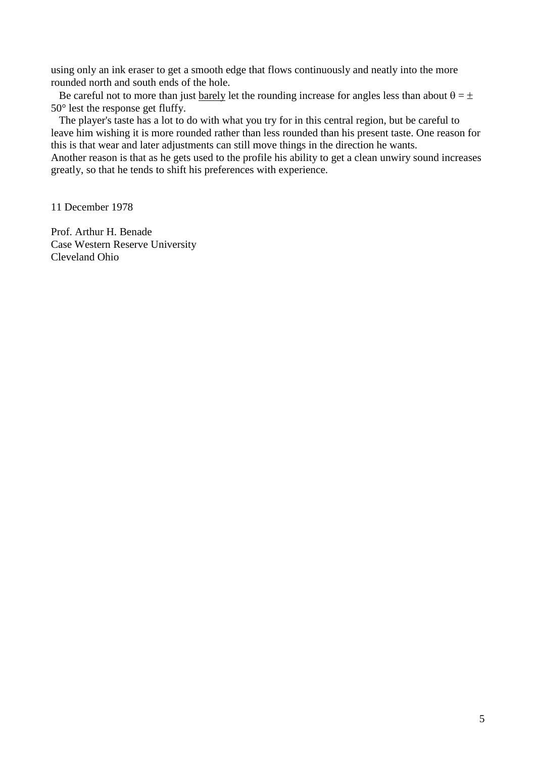using only an ink eraser to get a smooth edge that flows continuously and neatly into the more rounded north and south ends of the hole.

Be careful not to more than just <u>barely</u> let the rounding increase for angles less than about $\theta = \pm 50°$ lest the response get fluffy.

The player's taste has a lot to do with what you try for in this central region, but be careful to leave him wishing it is more rounded rather than less rounded than his present taste. One reason for this is that wear and later adjustments can still move things in the direction he wants.
Another reason is that as he gets used to the profile his ability to get a clean unwiry sound increases greatly, so that he tends to shift his preferences with experience.

11 December 1978

Prof. Arthur H. Benade
Case Western Reserve University
Cleveland Ohio